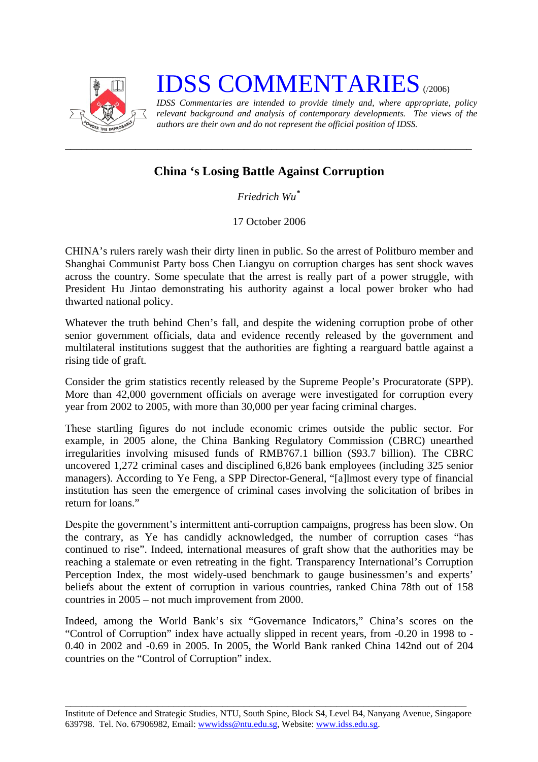# IDSS COMMENTARIES (/2006)

*IDSS Commentaries are intended to provide timely and, where appropriate, policy relevant background and analysis of contemporary developments. The views of the authors are their own and do not represent the official position of IDSS.*

---

## China 's Losing Battle Against Corruption

*Friedrich Wu*\*

17 October 2006

CHINA's rulers rarely wash their dirty linen in public. So the arrest of Politburo member and Shanghai Communist Party boss Chen Liangyu on corruption charges has sent shock waves across the country. Some speculate that the arrest is really part of a power struggle, with President Hu Jintao demonstrating his authority against a local power broker who had thwarted national policy.

Whatever the truth behind Chen's fall, and despite the widening corruption probe of other senior government officials, data and evidence recently released by the government and multilateral institutions suggest that the authorities are fighting a rearguard battle against a rising tide of graft.

Consider the grim statistics recently released by the Supreme People's Procuratorate (SPP). More than 42,000 government officials on average were investigated for corruption every year from 2002 to 2005, with more than 30,000 per year facing criminal charges.

These startling figures do not include economic crimes outside the public sector. For example, in 2005 alone, the China Banking Regulatory Commission (CBRC) unearthed irregularities involving misused funds of RMB767.1 billion ($93.7 billion). The CBRC uncovered 1,272 criminal cases and disciplined 6,826 bank employees (including 325 senior managers). According to Ye Feng, a SPP Director-General, "[a]lmost every type of financial institution has seen the emergence of criminal cases involving the solicitation of bribes in return for loans."

Despite the government's intermittent anti-corruption campaigns, progress has been slow. On the contrary, as Ye has candidly acknowledged, the number of corruption cases "has continued to rise". Indeed, international measures of graft show that the authorities may be reaching a stalemate or even retreating in the fight. Transparency International's Corruption Perception Index, the most widely-used benchmark to gauge businessmen's and experts' beliefs about the extent of corruption in various countries, ranked China 78th out of 158 countries in 2005 – not much improvement from 2000.

Indeed, among the World Bank's six "Governance Indicators," China's scores on the "Control of Corruption" index have actually slipped in recent years, from -0.20 in 1998 to -0.40 in 2002 and -0.69 in 2005. In 2005, the World Bank ranked China 142nd out of 204 countries on the "Control of Corruption" index.

---

Institute of Defence and Strategic Studies, NTU, South Spine, Block S4, Level B4, Nanyang Avenue, Singapore 639798. Tel. No. 67906982, Email: wwwidss@ntu.edu.sg, Website: www.idss.edu.sg.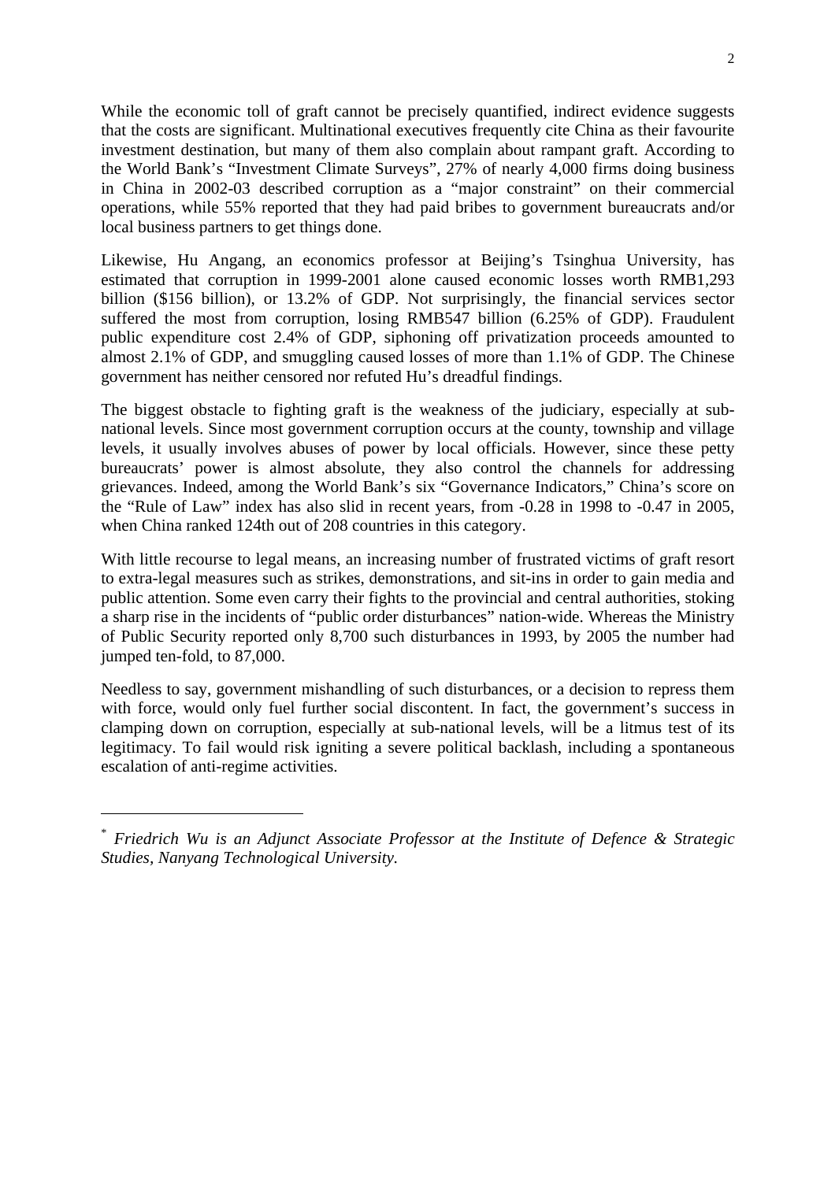While the economic toll of graft cannot be precisely quantified, indirect evidence suggests that the costs are significant. Multinational executives frequently cite China as their favourite investment destination, but many of them also complain about rampant graft. According to the World Bank's "Investment Climate Surveys", 27% of nearly 4,000 firms doing business in China in 2002-03 described corruption as a "major constraint" on their commercial operations, while 55% reported that they had paid bribes to government bureaucrats and/or local business partners to get things done.

Likewise, Hu Angang, an economics professor at Beijing's Tsinghua University, has estimated that corruption in 1999-2001 alone caused economic losses worth RMB1,293 billion ($156 billion), or 13.2% of GDP. Not surprisingly, the financial services sector suffered the most from corruption, losing RMB547 billion (6.25% of GDP). Fraudulent public expenditure cost 2.4% of GDP, siphoning off privatization proceeds amounted to almost 2.1% of GDP, and smuggling caused losses of more than 1.1% of GDP. The Chinese government has neither censored nor refuted Hu's dreadful findings.

The biggest obstacle to fighting graft is the weakness of the judiciary, especially at sub-national levels. Since most government corruption occurs at the county, township and village levels, it usually involves abuses of power by local officials. However, since these petty bureaucrats' power is almost absolute, they also control the channels for addressing grievances. Indeed, among the World Bank's six "Governance Indicators," China's score on the "Rule of Law" index has also slid in recent years, from -0.28 in 1998 to -0.47 in 2005, when China ranked 124th out of 208 countries in this category.

With little recourse to legal means, an increasing number of frustrated victims of graft resort to extra-legal measures such as strikes, demonstrations, and sit-ins in order to gain media and public attention. Some even carry their fights to the provincial and central authorities, stoking a sharp rise in the incidents of "public order disturbances" nation-wide. Whereas the Ministry of Public Security reported only 8,700 such disturbances in 1993, by 2005 the number had jumped ten-fold, to 87,000.

Needless to say, government mishandling of such disturbances, or a decision to repress them with force, would only fuel further social discontent. In fact, the government's success in clamping down on corruption, especially at sub-national levels, will be a litmus test of its legitimacy. To fail would risk igniting a severe political backlash, including a spontaneous escalation of anti-regime activities.

---

[*] *Friedrich Wu is an Adjunct Associate Professor at the Institute of Defence & Strategic Studies, Nanyang Technological University.*